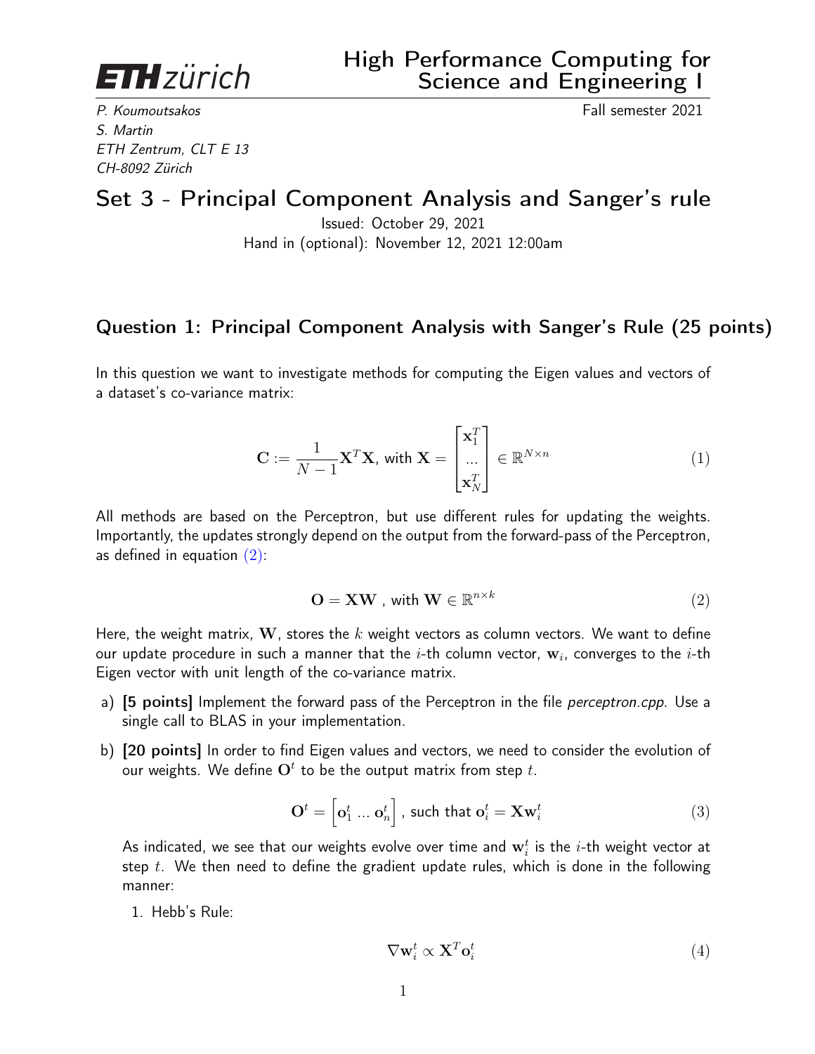**ETH zürich**

# High Performance Computing for Science and Engineering I

*P. Koumoutsakos*
*S. Martin*
*ETH Zentrum, CLT E 13*
*CH-8092 Zürich*

Fall semester 2021

## Set 3 - Principal Component Analysis and Sanger's rule

Issued: October 29, 2021
Hand in (optional): November 12, 2021 12:00am

### Question 1: Principal Component Analysis with Sanger's Rule (25 points)

In this question we want to investigate methods for computing the Eigen values and vectors of a dataset's co-variance matrix:

$$\mathbf{C} := \frac{1}{N-1}\mathbf{X}^T\mathbf{X}, \text{ with } \mathbf{X} = \begin{bmatrix} \mathbf{x}_1^T \\ ... \\ \mathbf{x}_N^T \end{bmatrix} \in \mathbb{R}^{N \times n} \tag{1}$$

All methods are based on the Perceptron, but use different rules for updating the weights. Importantly, the updates strongly depend on the output from the forward-pass of the Perceptron, as defined in equation (2):

$$\mathbf{O} = \mathbf{X}\mathbf{W} \text{ , with } \mathbf{W} \in \mathbb{R}^{n \times k} \tag{2}$$

Here, the weight matrix, $\mathbf{W}$, stores the $k$ weight vectors as column vectors. We want to define our update procedure in such a manner that the $i$-th column vector, $\mathbf{w}_i$, converges to the $i$-th Eigen vector with unit length of the co-variance matrix.

a) **[5 points]** Implement the forward pass of the Perceptron in the file *perceptron.cpp*. Use a single call to BLAS in your implementation.

b) **[20 points]** In order to find Eigen values and vectors, we need to consider the evolution of our weights. We define $\mathbf{O}^t$ to be the output matrix from step $t$.

$$\mathbf{O}^t = \begin{bmatrix} \mathbf{o}_1^t \; ... \; \mathbf{o}_n^t \end{bmatrix} \text{, such that } \mathbf{o}_i^t = \mathbf{X}\mathbf{w}_i^t \tag{3}$$

As indicated, we see that our weights evolve over time and $\mathbf{w}_i^t$ is the $i$-th weight vector at step $t$. We then need to define the gradient update rules, which is done in the following manner:

1. Hebb's Rule:

$$\nabla\mathbf{w}_i^t \propto \mathbf{X}^T\mathbf{o}_i^t \tag{4}$$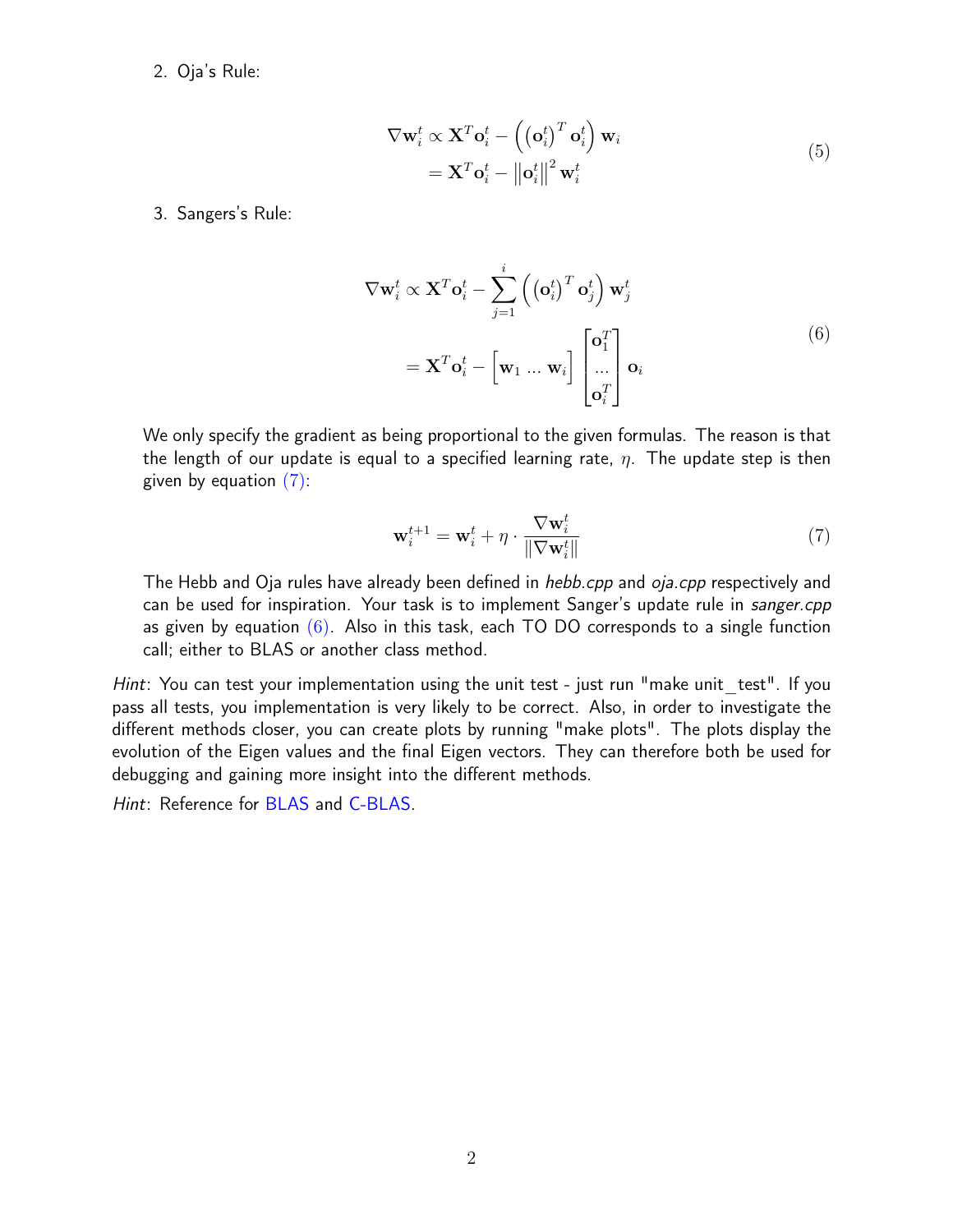2. Oja's Rule:

$$
\begin{aligned}
\nabla \mathbf{w}_i^t &\propto \mathbf{X}^T \mathbf{o}_i^t - \left( \left(\mathbf{o}_i^t\right)^T \mathbf{o}_i^t \right) \mathbf{w}_i \\
&= \mathbf{X}^T \mathbf{o}_i^t - \left\| \mathbf{o}_i^t \right\|^2 \mathbf{w}_i^t
\end{aligned} \tag{5}
$$

3. Sangers's Rule:

$$
\begin{aligned}
\nabla \mathbf{w}_i^t &\propto \mathbf{X}^T \mathbf{o}_i^t - \sum_{j=1}^{i} \left( \left(\mathbf{o}_i^t\right)^T \mathbf{o}_j^t \right) \mathbf{w}_j^t \\
&= \mathbf{X}^T \mathbf{o}_i^t - \begin{bmatrix} \mathbf{w}_1 \ldots \mathbf{w}_i \end{bmatrix} \begin{bmatrix} \mathbf{o}_1^T \\ \ldots \\ \mathbf{o}_i^T \end{bmatrix} \mathbf{o}_i
\end{aligned} \tag{6}
$$

We only specify the gradient as being proportional to the given formulas. The reason is that the length of our update is equal to a specified learning rate, $\eta$. The update step is then given by equation (7):

$$
\mathbf{w}_i^{t+1} = \mathbf{w}_i^t + \eta \cdot \frac{\nabla \mathbf{w}_i^t}{\|\nabla \mathbf{w}_i^t\|} \tag{7}
$$

The Hebb and Oja rules have already been defined in *hebb.cpp* and *oja.cpp* respectively and can be used for inspiration. Your task is to implement Sanger's update rule in *sanger.cpp* as given by equation (6). Also in this task, each TO DO corresponds to a single function call; either to BLAS or another class method.

*Hint*: You can test your implementation using the unit test - just run "make unit_test". If you pass all tests, you implementation is very likely to be correct. Also, in order to investigate the different methods closer, you can create plots by running "make plots". The plots display the evolution of the Eigen values and the final Eigen vectors. They can therefore both be used for debugging and gaining more insight into the different methods.

*Hint*: Reference for BLAS and C-BLAS.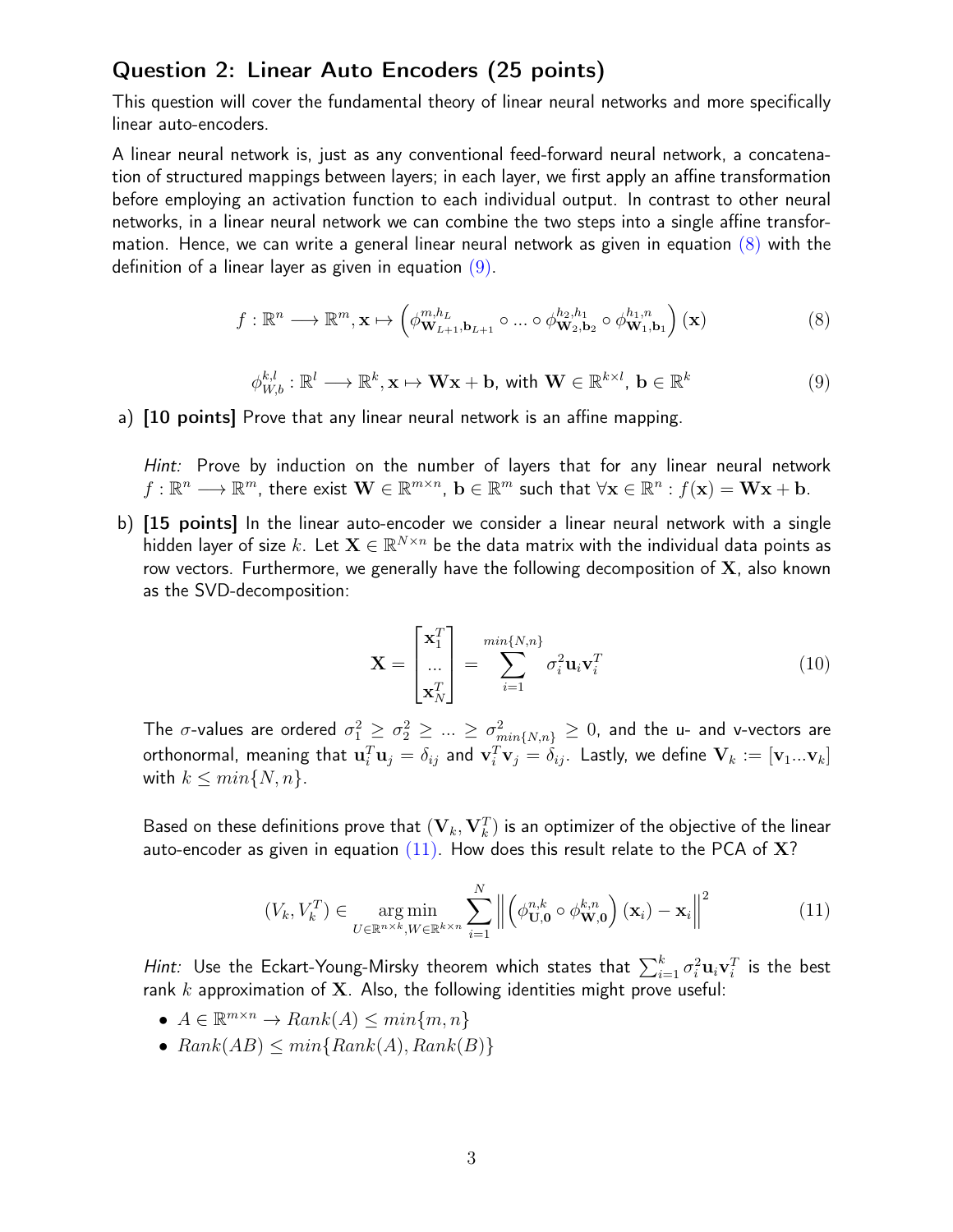## Question 2: Linear Auto Encoders (25 points)

This question will cover the fundamental theory of linear neural networks and more specifically linear auto-encoders.

A linear neural network is, just as any conventional feed-forward neural network, a concatenation of structured mappings between layers; in each layer, we first apply an affine transformation before employing an activation function to each individual output. In contrast to other neural networks, in a linear neural network we can combine the two steps into a single affine transformation. Hence, we can write a general linear neural network as given in equation (8) with the definition of a linear layer as given in equation (9).

$$f : \mathbb{R}^n \longrightarrow \mathbb{R}^m, \mathbf{x} \mapsto \left(\phi^{m,h_L}_{\mathbf{W}_{L+1},\mathbf{b}_{L+1}} \circ ... \circ \phi^{h_2,h_1}_{\mathbf{W}_2,\mathbf{b}_2} \circ \phi^{h_1,n}_{\mathbf{W}_1,\mathbf{b}_1}\right)(\mathbf{x}) \tag{8}$$

$$\phi^{k,l}_{W,b} : \mathbb{R}^l \longrightarrow \mathbb{R}^k, \mathbf{x} \mapsto \mathbf{W}\mathbf{x} + \mathbf{b}, \text{ with } \mathbf{W} \in \mathbb{R}^{k \times l}, \mathbf{b} \in \mathbb{R}^k \tag{9}$$

a) **[10 points]** Prove that any linear neural network is an affine mapping.

   *Hint:* Prove by induction on the number of layers that for any linear neural network $f : \mathbb{R}^n \longrightarrow \mathbb{R}^m$, there exist $\mathbf{W} \in \mathbb{R}^{m \times n}$, $\mathbf{b} \in \mathbb{R}^m$ such that $\forall \mathbf{x} \in \mathbb{R}^n : f(\mathbf{x}) = \mathbf{W}\mathbf{x} + \mathbf{b}$.

b) **[15 points]** In the linear auto-encoder we consider a linear neural network with a single hidden layer of size $k$. Let $\mathbf{X} \in \mathbb{R}^{N \times n}$ be the data matrix with the individual data points as row vectors. Furthermore, we generally have the following decomposition of $\mathbf{X}$, also known as the SVD-decomposition:

$$\mathbf{X} = \begin{bmatrix} \mathbf{x}_1^T \\ ... \\ \mathbf{x}_N^T \end{bmatrix} = \sum_{i=1}^{min\{N,n\}} \sigma_i^2 \mathbf{u}_i \mathbf{v}_i^T \tag{10}$$

   The $\sigma$-values are ordered $\sigma_1^2 \geq \sigma_2^2 \geq ... \geq \sigma^2_{min\{N,n\}} \geq 0$, and the u- and v-vectors are orthonormal, meaning that $\mathbf{u}_i^T \mathbf{u}_j = \delta_{ij}$ and $\mathbf{v}_i^T \mathbf{v}_j = \delta_{ij}$. Lastly, we define $\mathbf{V}_k := [\mathbf{v}_1 ... \mathbf{v}_k]$ with $k \leq min\{N, n\}$.

   Based on these definitions prove that $(\mathbf{V}_k, \mathbf{V}_k^T)$ is an optimizer of the objective of the linear auto-encoder as given in equation (11). How does this result relate to the PCA of $\mathbf{X}$?

$$(V_k, V_k^T) \in \underset{U \in \mathbb{R}^{n \times k}, W \in \mathbb{R}^{k \times n}}{\arg\min} \sum_{i=1}^{N} \left\| \left(\phi^{n,k}_{\mathbf{U},\mathbf{0}} \circ \phi^{k,n}_{\mathbf{W},\mathbf{0}}\right)(\mathbf{x}_i) - \mathbf{x}_i \right\|^2 \tag{11}$$

   *Hint:* Use the Eckart-Young-Mirsky theorem which states that $\sum_{i=1}^{k} \sigma_i^2 \mathbf{u}_i \mathbf{v}_i^T$ is the best rank $k$ approximation of $\mathbf{X}$. Also, the following identities might prove useful:

   - $A \in \mathbb{R}^{m \times n} \rightarrow Rank(A) \leq min\{m, n\}$
   - $Rank(AB) \leq min\{Rank(A), Rank(B)\}$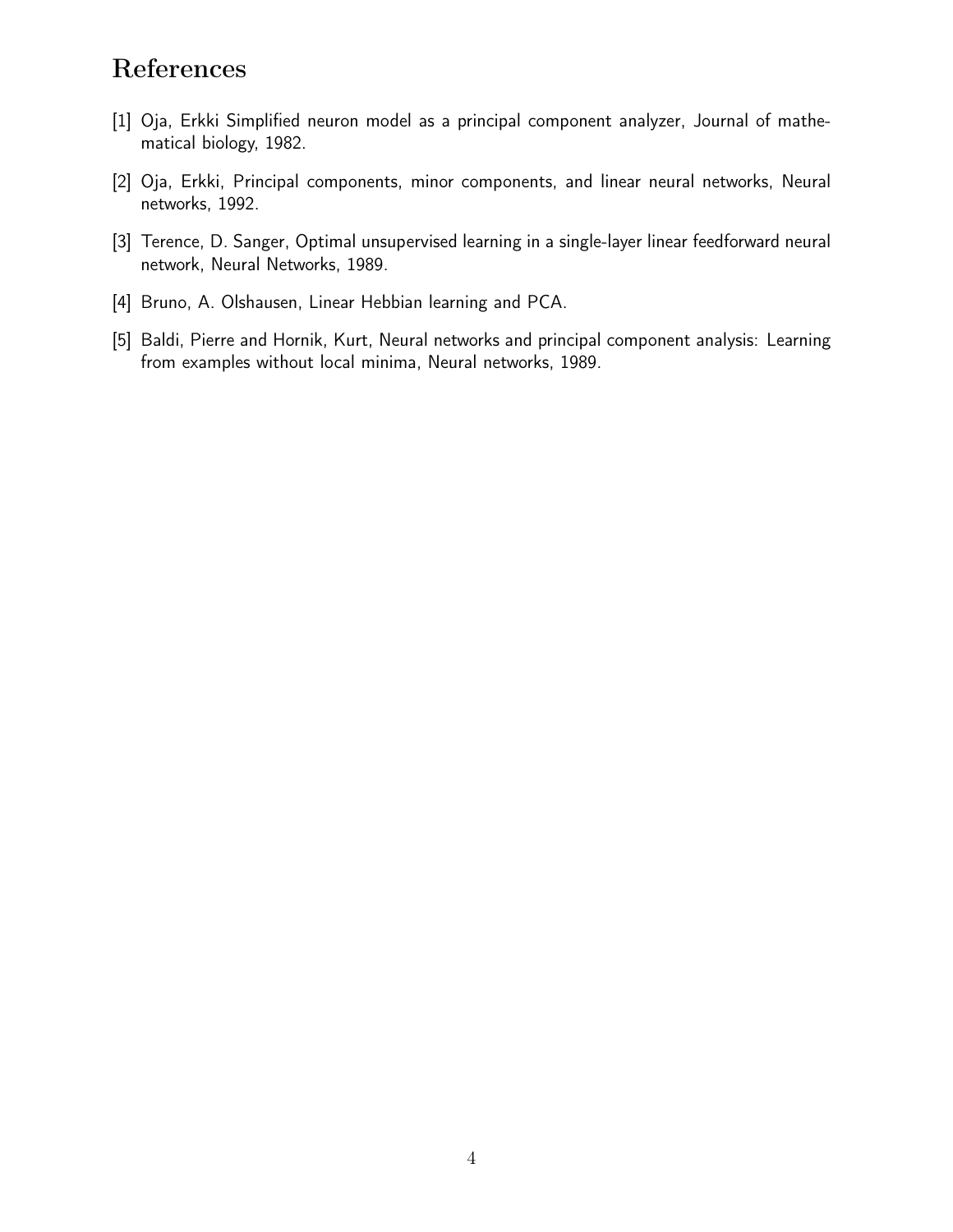# References

[1] Oja, Erkki Simplified neuron model as a principal component analyzer, Journal of mathematical biology, 1982.

[2] Oja, Erkki, Principal components, minor components, and linear neural networks, Neural networks, 1992.

[3] Terence, D. Sanger, Optimal unsupervised learning in a single-layer linear feedforward neural network, Neural Networks, 1989.

[4] Bruno, A. Olshausen, Linear Hebbian learning and PCA.

[5] Baldi, Pierre and Hornik, Kurt, Neural networks and principal component analysis: Learning from examples without local minima, Neural networks, 1989.